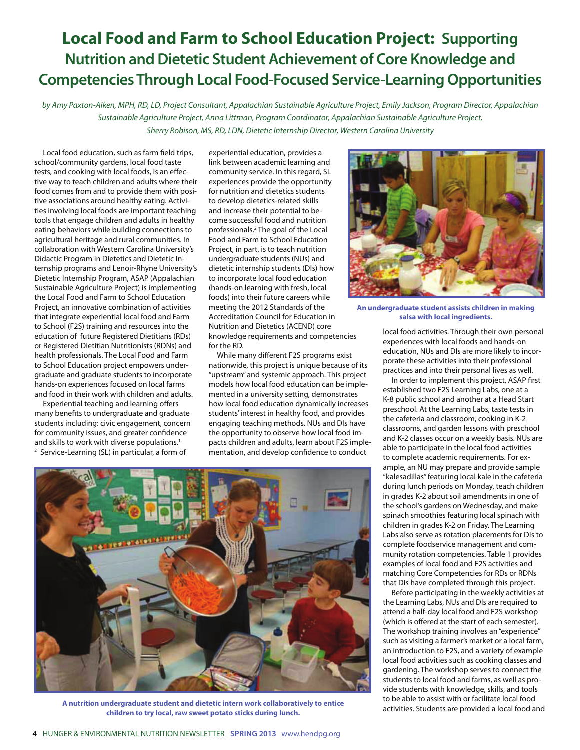# Local Food and Farm to School Education Project: Supporting Nutrition and Dietetic Student Achievement of Core Knowledge and Competencies Through Local Food-Focused Service-Learning Opportunities

*by Amy Paxton-Aiken, MPH, RD, LD, Project Consultant, Appalachian Sustainable Agriculture Project, Emily Jackson, Program Director, Appalachian Sustainable Agriculture Project, Anna Littman, Program Coordinator, Appalachian Sustainable Agriculture Project, Sherry Robison, MS, RD, LDN, Dietetic Internship Director, Western Carolina University*

Local food education, such as farm field trips, school/community gardens, local food taste tests, and cooking with local foods, is an effective way to teach children and adults where their food comes from and to provide them with positive associations around healthy eating. Activities involving local foods are important teaching tools that engage children and adults in healthy eating behaviors while building connections to agricultural heritage and rural communities. In collaboration with Western Carolina University's Didactic Program in Dietetics and Dietetic Internship programs and Lenoir-Rhyne University's Dietetic Internship Program, ASAP (Appalachian Sustainable Agriculture Project) is implementing the Local Food and Farm to School Education Project, an innovative combination of activities that integrate experiential local food and Farm to School (F2S) training and resources into the education of future Registered Dietitians (RDs) or Registered Dietitian Nutritionists (RDNs) and health professionals. The Local Food and Farm to School Education project empowers undergraduate and graduate students to incorporate hands-on experiences focused on local farms and food in their work with children and adults.

Experiential teaching and learning offers many benefits to undergraduate and graduate students including: civic engagement, concern for community issues, and greater confidence and skills to work with diverse populations.[1,2] Service-Learning (SL) in particular, a form of experiential education, provides a link between academic learning and community service. In this regard, SL experiences provide the opportunity for nutrition and dietetics students to develop dietetics-related skills and increase their potential to become successful food and nutrition professionals.[2] The goal of the Local Food and Farm to School Education Project, in part, is to teach nutrition undergraduate students (NUs) and dietetic internship students (DIs) how to incorporate local food education (hands-on learning with fresh, local foods) into their future careers while meeting the 2012 Standards of the Accreditation Council for Education in Nutrition and Dietetics (ACEND) core knowledge requirements and competencies for the RD.

While many different F2S programs exist nationwide, this project is unique because of its "upstream" and systemic approach. This project models how local food education can be implemented in a university setting, demonstrates how local food education dynamically increases students' interest in healthy food, and provides engaging teaching methods. NUs and DIs have the opportunity to observe how local food impacts children and adults, learn about F2S implementation, and develop confidence to conduct local food activities. Through their own personal experiences with local foods and hands-on education, NUs and DIs are more likely to incorporate these activities into their professional practices and into their personal lives as well.

An undergraduate student assists children in making salsa with local ingredients.

In order to implement this project, ASAP first established two F2S Learning Labs, one at a K-8 public school and another at a Head Start preschool. At the Learning Labs, taste tests in the cafeteria and classroom, cooking in K-2 classrooms, and garden lessons with preschool and K-2 classes occur on a weekly basis. NUs are able to participate in the local food activities to complete academic requirements. For example, an NU may prepare and provide sample "kalesadillas" featuring local kale in the cafeteria during lunch periods on Monday, teach children in grades K-2 about soil amendments in one of the school's gardens on Wednesday, and make spinach smoothies featuring local spinach with children in grades K-2 on Friday. The Learning Labs also serve as rotation placements for DIs to complete foodservice management and community rotation competencies. Table 1 provides examples of local food and F2S activities and matching Core Competencies for RDs or RDNs that DIs have completed through this project.

Before participating in the weekly activities at the Learning Labs, NUs and DIs are required to attend a half-day local food and F2S workshop (which is offered at the start of each semester). The workshop training involves an "experience" such as visiting a farmer's market or a local farm, an introduction to F2S, and a variety of example local food activities such as cooking classes and gardening. The workshop serves to connect the students to local food and farms, as well as provide students with knowledge, skills, and tools to be able to assist with or facilitate local food activities. Students are provided a local food and

A nutrition undergraduate student and dietetic intern work collaboratively to entice children to try local, raw sweet potato sticks during lunch.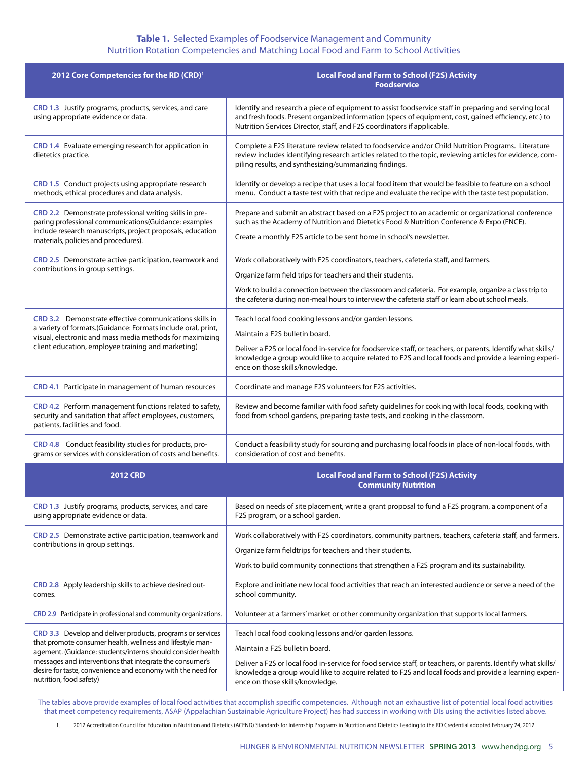**Table 1.** Selected Examples of Foodservice Management and Community Nutrition Rotation Competencies and Matching Local Food and Farm to School Activities

| 2012 Core Competencies for the RD (CRD)[1] | Local Food and Farm to School (F2S) Activity Foodservice |
|---|---|
| **CRD 1.3** Justify programs, products, services, and care using appropriate evidence or data. | Identify and research a piece of equipment to assist foodservice staff in preparing and serving local and fresh foods. Present organized information (specs of equipment, cost, gained efficiency, etc.) to Nutrition Services Director, staff, and F2S coordinators if applicable. |
| **CRD 1.4** Evaluate emerging research for application in dietetics practice. | Complete a F2S literature review related to foodservice and/or Child Nutrition Programs. Literature review includes identifying research articles related to the topic, reviewing articles for evidence, compiling results, and synthesizing/summarizing findings. |
| **CRD 1.5** Conduct projects using appropriate research methods, ethical procedures and data analysis. | Identify or develop a recipe that uses a local food item that would be feasible to feature on a school menu. Conduct a taste test with that recipe and evaluate the recipe with the taste test population. |
| **CRD 2.2** Demonstrate professional writing skills in preparing professional communications(Guidance: examples include research manuscripts, project proposals, education materials, policies and procedures). | Prepare and submit an abstract based on a F2S project to an academic or organizational conference such as the Academy of Nutrition and Dietetics Food & Nutrition Conference & Expo (FNCE).<br><br>Create a monthly F2S article to be sent home in school's newsletter. |
| **CRD 2.5** Demonstrate active participation, teamwork and contributions in group settings. | Work collaboratively with F2S coordinators, teachers, cafeteria staff, and farmers.<br><br>Organize farm field trips for teachers and their students.<br><br>Work to build a connection between the classroom and cafeteria. For example, organize a class trip to the cafeteria during non-meal hours to interview the cafeteria staff or learn about school meals. |
| **CRD 3.2** Demonstrate effective communications skills in a variety of formats.(Guidance: Formats include oral, print, visual, electronic and mass media methods for maximizing client education, employee training and marketing) | Teach local food cooking lessons and/or garden lessons.<br><br>Maintain a F2S bulletin board.<br><br>Deliver a F2S or local food in-service for foodservice staff, or teachers, or parents. Identify what skills/knowledge a group would like to acquire related to F2S and local foods and provide a learning experience on those skills/knowledge. |
| **CRD 4.1** Participate in management of human resources | Coordinate and manage F2S volunteers for F2S activities. |
| **CRD 4.2** Perform management functions related to safety, security and sanitation that affect employees, customers, patients, facilities and food. | Review and become familiar with food safety guidelines for cooking with local foods, cooking with food from school gardens, preparing taste tests, and cooking in the classroom. |
| **CRD 4.8** Conduct feasibility studies for products, programs or services with consideration of costs and benefits. | Conduct a feasibility study for sourcing and purchasing local foods in place of non-local foods, with consideration of cost and benefits. |
| **2012 CRD** | **Local Food and Farm to School (F2S) Activity Community Nutrition** |
| **CRD 1.3** Justify programs, products, services, and care using appropriate evidence or data. | Based on needs of site placement, write a grant proposal to fund a F2S program, a component of a F2S program, or a school garden. |
| **CRD 2.5** Demonstrate active participation, teamwork and contributions in group settings. | Work collaboratively with F2S coordinators, community partners, teachers, cafeteria staff, and farmers.<br><br>Organize farm fieldtrips for teachers and their students.<br><br>Work to build community connections that strengthen a F2S program and its sustainability. |
| **CRD 2.8** Apply leadership skills to achieve desired outcomes. | Explore and initiate new local food activities that reach an interested audience or serve a need of the school community. |
| **CRD 2.9** Participate in professional and community organizations. | Volunteer at a farmers' market or other community organization that supports local farmers. |
| **CRD 3.3** Develop and deliver products, programs or services that promote consumer health, wellness and lifestyle management. (Guidance: students/interns should consider health messages and interventions that integrate the consumer's desire for taste, convenience and economy with the need for nutrition, food safety) | Teach local food cooking lessons and/or garden lessons.<br><br>Maintain a F2S bulletin board.<br><br>Deliver a F2S or local food in-service for food service staff, or teachers, or parents. Identify what skills/knowledge a group would like to acquire related to F2S and local foods and provide a learning experience on those skills/knowledge. |

The tables above provide examples of local food activities that accomplish specific competencies. Although not an exhaustive list of potential local food activities that meet competency requirements, ASAP (Appalachian Sustainable Agriculture Project) has had success in working with DIs using the activities listed above.

1. 2012 Accreditation Council for Education in Nutrition and Dietetics (ACEND) Standards for Internship Programs in Nutrition and Dietetics Leading to the RD Credential adopted February 24, 2012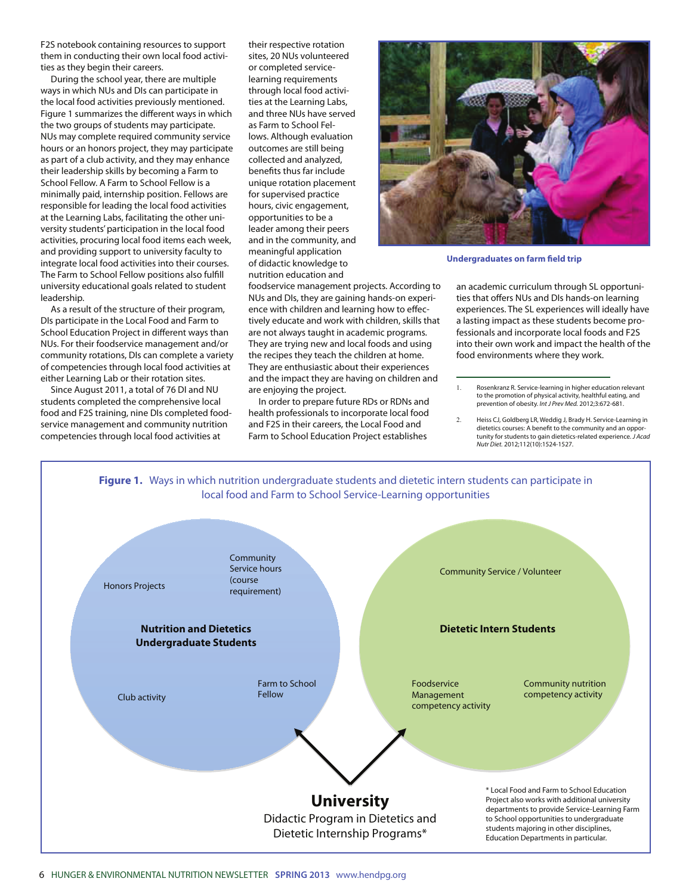F2S notebook containing resources to support them in conducting their own local food activities as they begin their careers.

During the school year, there are multiple ways in which NUs and DIs can participate in the local food activities previously mentioned. Figure 1 summarizes the different ways in which the two groups of students may participate. NUs may complete required community service hours or an honors project, they may participate as part of a club activity, and they may enhance their leadership skills by becoming a Farm to School Fellow. A Farm to School Fellow is a minimally paid, internship position. Fellows are responsible for leading the local food activities at the Learning Labs, facilitating the other university students' participation in the local food activities, procuring local food items each week, and providing support to university faculty to integrate local food activities into their courses. The Farm to School Fellow positions also fulfill university educational goals related to student leadership.

As a result of the structure of their program, DIs participate in the Local Food and Farm to School Education Project in different ways than NUs. For their foodservice management and/or community rotations, DIs can complete a variety of competencies through local food activities at either Learning Lab or their rotation sites.

Since August 2011, a total of 76 DI and NU students completed the comprehensive local food and F2S training, nine DIs completed foodservice management and community nutrition competencies through local food activities at their respective rotation sites, 20 NUs volunteered or completed service-learning requirements through local food activities at the Learning Labs, and three NUs have served as Farm to School Fellows. Although evaluation outcomes are still being collected and analyzed, benefits thus far include unique rotation placement for supervised practice hours, civic engagement, opportunities to be a leader among their peers and in the community, and meaningful application of didactic knowledge to nutrition education and foodservice management projects. According to NUs and DIs, they are gaining hands-on experience with children and learning how to effectively educate and work with children, skills that are not always taught in academic programs. They are trying new and local foods and using the recipes they teach the children at home. They are enthusiastic about their experiences and the impact they are having on children and are enjoying the project.

In order to prepare future RDs or RDNs and health professionals to incorporate local food and F2S in their careers, the Local Food and Farm to School Education Project establishes an academic curriculum through SL opportunities that offers NUs and DIs hands-on learning experiences. The SL experiences will ideally have a lasting impact as these students become professionals and incorporate local foods and F2S into their own work and impact the health of the food environments where they work.

**Undergraduates on farm field trip**

1. Rosenkranz R. Service-learning in higher education relevant to the promotion of physical activity, healthful eating, and prevention of obesity. *Int J Prev Med.* 2012;3:672-681.
2. Heiss CJ, Goldberg LR, Weddig J, Brady H. Service-Learning in dietetics courses: A benefit to the community and an opportunity for students to gain dietetics-related experience. *J Acad Nutr Diet.* 2012;112(10):1524-1527.

**Figure 1.** Ways in which nutrition undergraduate students and dietetic intern students can participate in local food and Farm to School Service-Learning opportunities

**Nutrition and Dietetics Undergraduate Students**

Honors Projects

Community Service hours (course requirement)

Club activity

Farm to School Fellow

**Dietetic Intern Students**

Community Service / Volunteer

Foodservice Management competency activity

Community nutrition competency activity

**University**

Didactic Program in Dietetics and Dietetic Internship Programs*

* Local Food and Farm to School Education Project also works with additional university departments to provide Service-Learning Farm to School opportunities to undergraduate students majoring in other disciplines, Education Departments in particular.